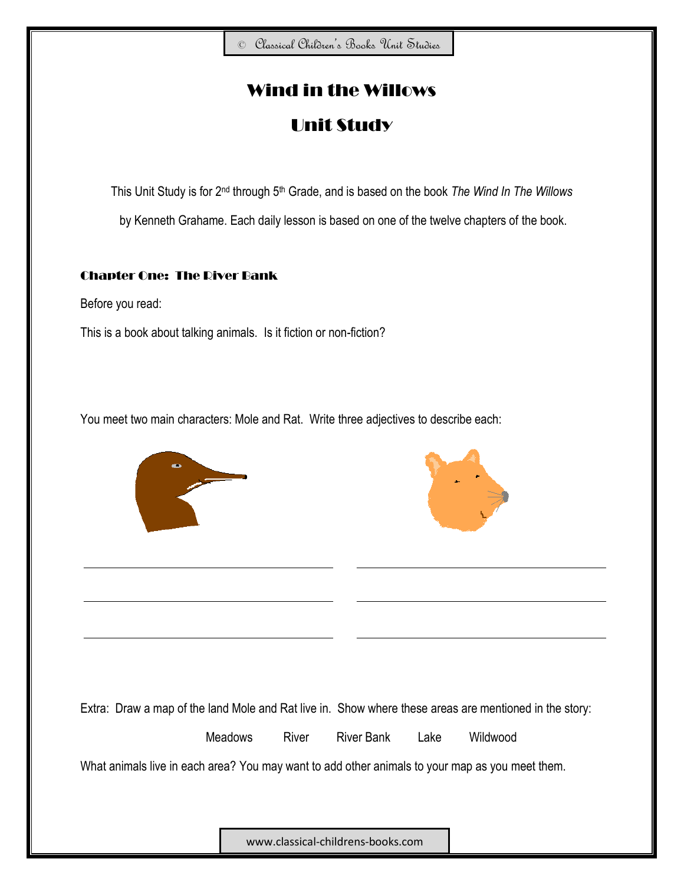© Classical Children's Books Unit Studies

# Wind in the Willows

# Unit Study

This Unit Study is for 2nd through 5th Grade, and is based on the book *The Wind In The Willows* by Kenneth Grahame. Each daily lesson is based on one of the twelve chapters of the book.

## Chapter One: The River Bank

Before you read:

This is a book about talking animals. Is it fiction or non-fiction?

You meet two main characters: Mole and Rat. Write three adjectives to describe each:

Extra: Draw a map of the land Mole and Rat live in. Show where these areas are mentioned in the story:

Meadows River River Bank Lake Wildwood

What animals live in each area? You may want to add other animals to your map as you meet them.

www.classical-childrens-books.com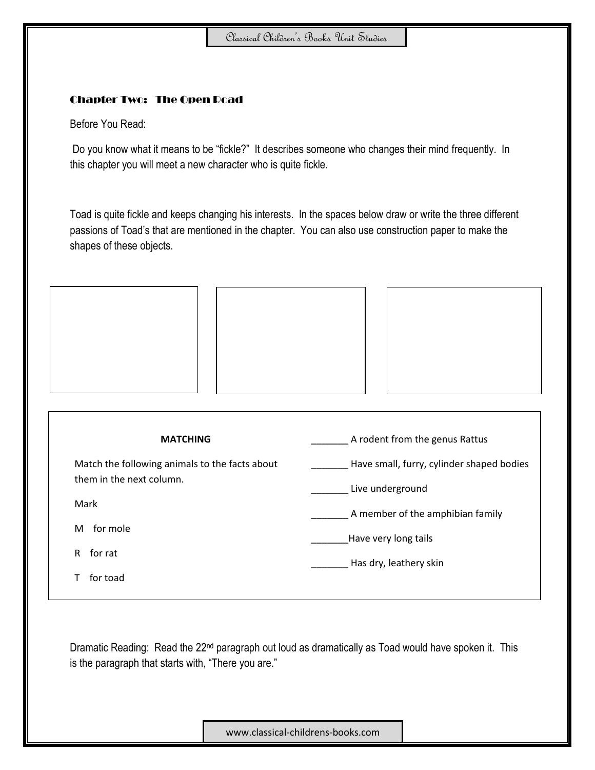## Chapter Two: The Open Road

Before You Read:

Do you know what it means to be "fickle?" It describes someone who changes their mind frequently. In this chapter you will meet a new character who is quite fickle.

Toad is quite fickle and keeps changing his interests. In the spaces below draw or write the three different passions of Toad's that are mentioned in the chapter. You can also use construction paper to make the shapes of these objects.

**MATCHING**

Match the following animals to the facts about them in the next column.

Mark

M for mole

R for rat

T for toad

_______ A rodent from the genus Rattus

_______ Have small, furry, cylinder shaped bodies

_______ Live underground

_______ A member of the amphibian family

_______ Have very long tails

_______ Has dry, leathery skin

Dramatic Reading: Read the 22nd paragraph out loud as dramatically as Toad would have spoken it. This is the paragraph that starts with, "There you are."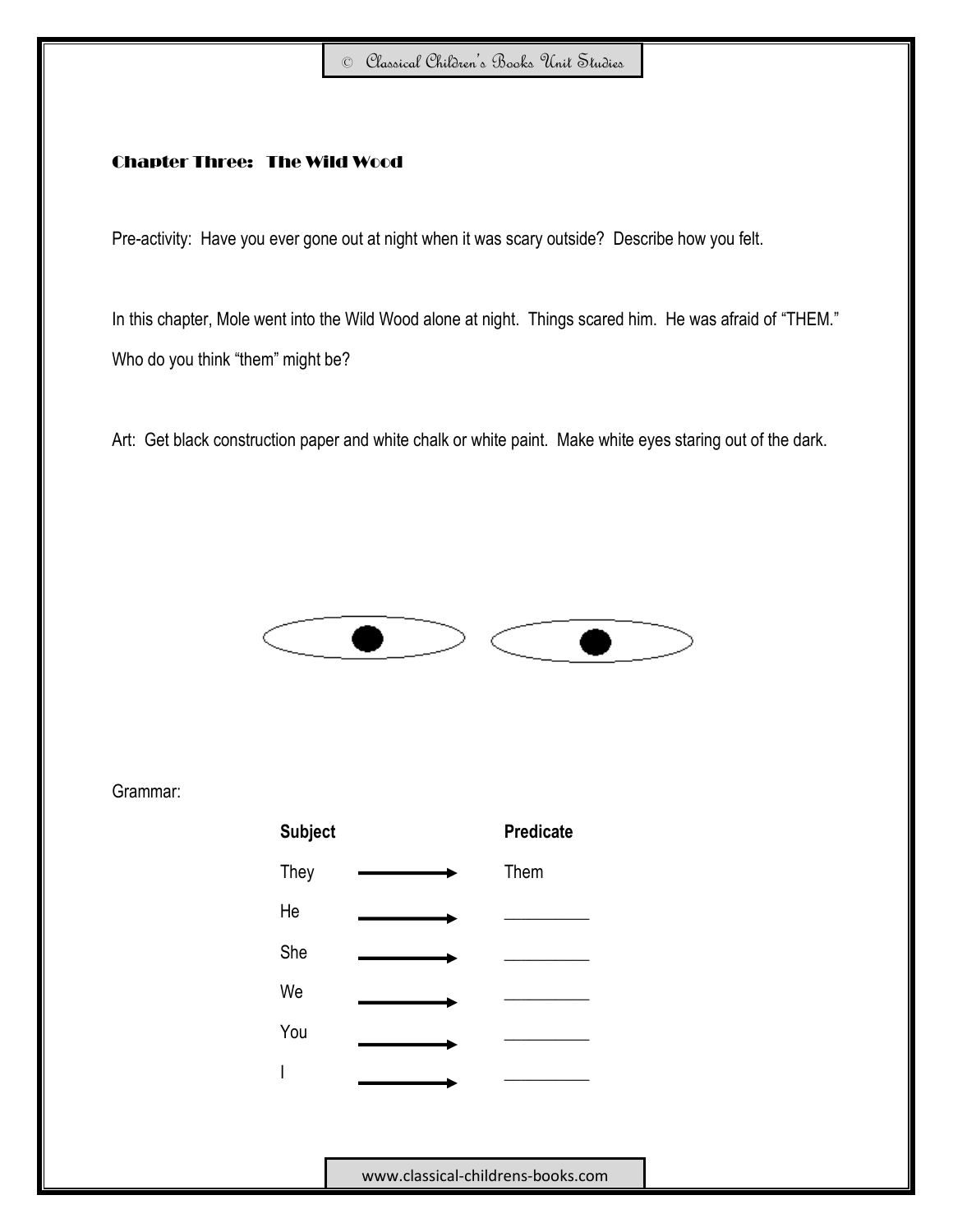## Chapter Three: The Wild Wood

Pre-activity: Have you ever gone out at night when it was scary outside? Describe how you felt.

In this chapter, Mole went into the Wild Wood alone at night. Things scared him. He was afraid of "THEM." Who do you think "them" might be?

Art: Get black construction paper and white chalk or white paint. Make white eyes staring out of the dark.

Grammar:

| Subject | | Predicate |
|---|---|---|
| They | → | Them |
| He | → | ________ |
| She | → | ________ |
| We | → | ________ |
| You | → | ________ |
| I | → | ________ |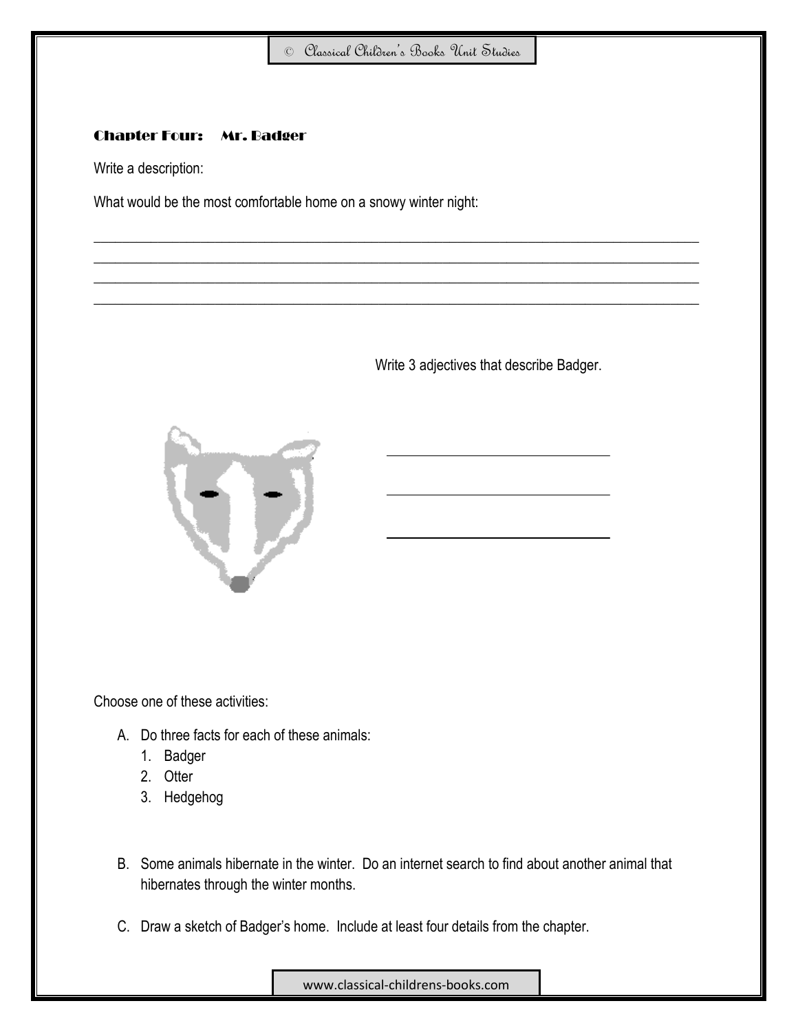## Chapter Four: Mr. Badger

Write a description:

What would be the most comfortable home on a snowy winter night:

________________________________________________________________________________
________________________________________________________________________________
________________________________________________________________________________
________________________________________________________________________________

Write 3 adjectives that describe Badger.

______________________________

______________________________

______________________________

Choose one of these activities:

A. Do three facts for each of these animals:
   1. Badger
   2. Otter
   3. Hedgehog

B. Some animals hibernate in the winter. Do an internet search to find about another animal that hibernates through the winter months.

C. Draw a sketch of Badger's home. Include at least four details from the chapter.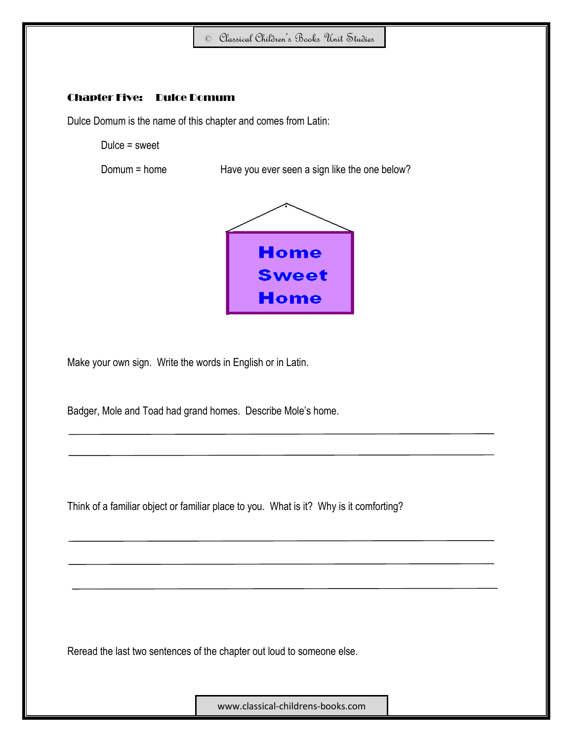## Chapter Five: Dulce Domum

Dulce Domum is the name of this chapter and comes from Latin:

Dulce = sweet

Domum = home

Have you ever seen a sign like the one below?

**Home**
**Sweet**
**Home**

Make your own sign. Write the words in English or in Latin.

Badger, Mole and Toad had grand homes. Describe Mole's home.

\_\_\_\_\_\_\_\_\_\_\_\_\_\_\_\_\_\_\_\_\_\_\_\_\_\_\_\_\_\_\_\_\_\_\_\_\_\_\_\_\_\_\_\_\_\_\_\_\_\_\_\_\_\_\_\_\_\_\_\_\_\_\_\_

\_\_\_\_\_\_\_\_\_\_\_\_\_\_\_\_\_\_\_\_\_\_\_\_\_\_\_\_\_\_\_\_\_\_\_\_\_\_\_\_\_\_\_\_\_\_\_\_\_\_\_\_\_\_\_\_\_\_\_\_\_\_\_\_

Think of a familiar object or familiar place to you. What is it? Why is it comforting?

\_\_\_\_\_\_\_\_\_\_\_\_\_\_\_\_\_\_\_\_\_\_\_\_\_\_\_\_\_\_\_\_\_\_\_\_\_\_\_\_\_\_\_\_\_\_\_\_\_\_\_\_\_\_\_\_\_\_\_\_\_\_\_\_

\_\_\_\_\_\_\_\_\_\_\_\_\_\_\_\_\_\_\_\_\_\_\_\_\_\_\_\_\_\_\_\_\_\_\_\_\_\_\_\_\_\_\_\_\_\_\_\_\_\_\_\_\_\_\_\_\_\_\_\_\_\_\_\_

\_\_\_\_\_\_\_\_\_\_\_\_\_\_\_\_\_\_\_\_\_\_\_\_\_\_\_\_\_\_\_\_\_\_\_\_\_\_\_\_\_\_\_\_\_\_\_\_\_\_\_\_\_\_\_\_\_\_\_\_\_\_\_\_

Reread the last two sentences of the chapter out loud to someone else.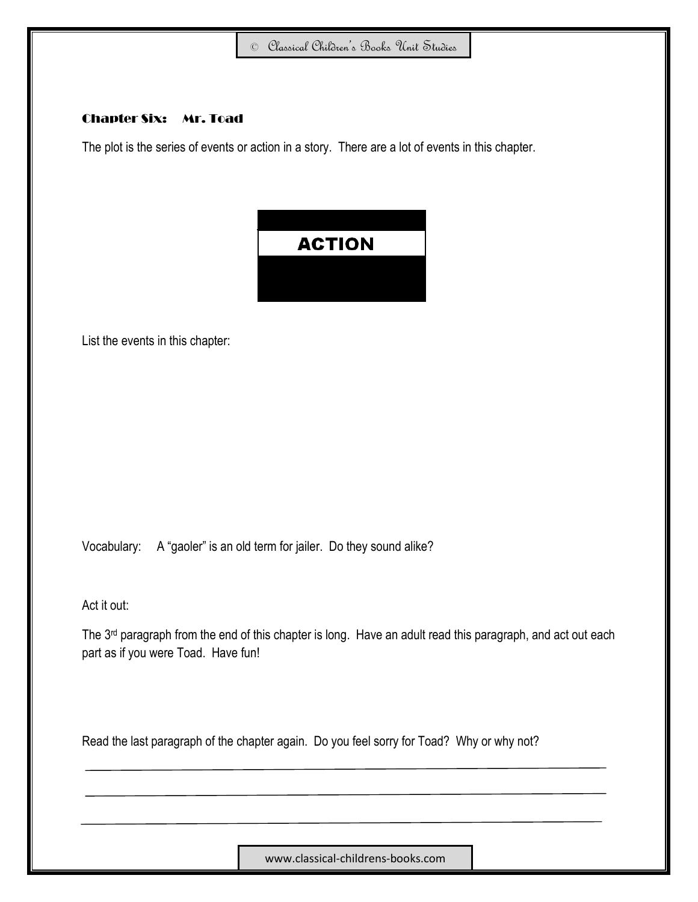## Chapter Six: Mr. Toad

The plot is the series of events or action in a story. There are a lot of events in this chapter.

ACTION

List the events in this chapter:

Vocabulary: A "gaoler" is an old term for jailer. Do they sound alike?

Act it out:

The 3rd paragraph from the end of this chapter is long. Have an adult read this paragraph, and act out each part as if you were Toad. Have fun!

Read the last paragraph of the chapter again. Do you feel sorry for Toad? Why or why not?

\_\_\_\_\_\_\_\_\_\_\_\_\_\_\_\_\_\_\_\_\_\_\_\_\_\_\_\_\_\_\_\_\_\_\_\_\_\_\_\_\_\_\_\_\_\_\_\_\_\_\_\_\_\_\_\_\_\_\_\_

\_\_\_\_\_\_\_\_\_\_\_\_\_\_\_\_\_\_\_\_\_\_\_\_\_\_\_\_\_\_\_\_\_\_\_\_\_\_\_\_\_\_\_\_\_\_\_\_\_\_\_\_\_\_\_\_\_\_\_\_

\_\_\_\_\_\_\_\_\_\_\_\_\_\_\_\_\_\_\_\_\_\_\_\_\_\_\_\_\_\_\_\_\_\_\_\_\_\_\_\_\_\_\_\_\_\_\_\_\_\_\_\_\_\_\_\_\_\_\_\_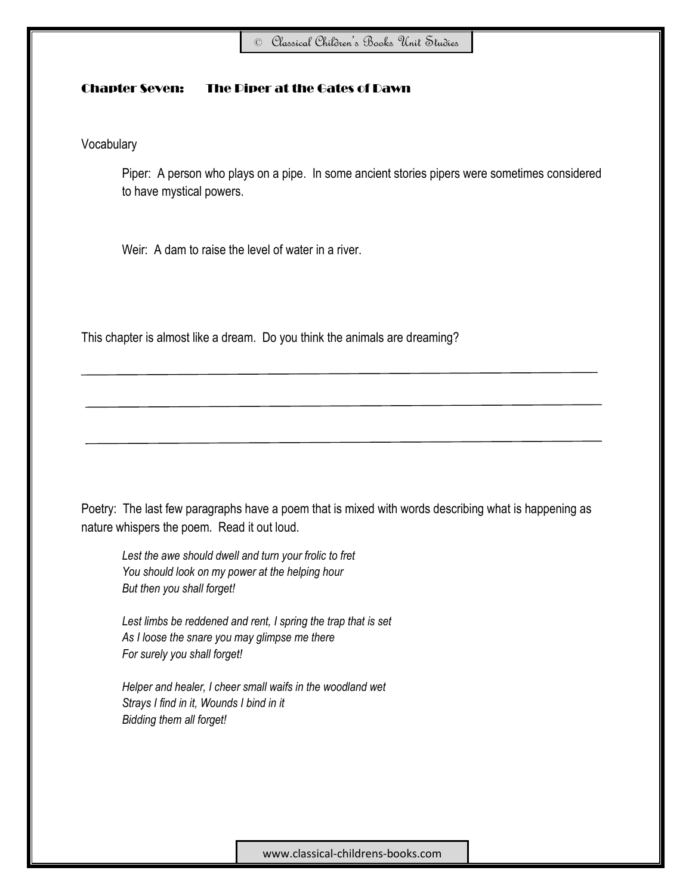## Chapter Seven: The Piper at the Gates of Dawn

Vocabulary

> Piper: A person who plays on a pipe. In some ancient stories pipers were sometimes considered to have mystical powers.
>
> Weir: A dam to raise the level of water in a river.

This chapter is almost like a dream. Do you think the animals are dreaming?

\_\_\_\_\_\_\_\_\_\_\_\_\_\_\_\_\_\_\_\_\_\_\_\_\_\_\_\_\_\_\_\_\_\_\_\_\_\_\_\_\_\_\_\_\_\_\_\_\_\_\_\_\_\_\_\_\_\_\_\_\_\_\_\_

\_\_\_\_\_\_\_\_\_\_\_\_\_\_\_\_\_\_\_\_\_\_\_\_\_\_\_\_\_\_\_\_\_\_\_\_\_\_\_\_\_\_\_\_\_\_\_\_\_\_\_\_\_\_\_\_\_\_\_\_\_\_\_\_

\_\_\_\_\_\_\_\_\_\_\_\_\_\_\_\_\_\_\_\_\_\_\_\_\_\_\_\_\_\_\_\_\_\_\_\_\_\_\_\_\_\_\_\_\_\_\_\_\_\_\_\_\_\_\_\_\_\_\_\_\_\_\_\_

Poetry: The last few paragraphs have a poem that is mixed with words describing what is happening as nature whispers the poem. Read it out loud.

> *Lest the awe should dwell and turn your frolic to fret*
> *You should look on my power at the helping hour*
> *But then you shall forget!*
>
> *Lest limbs be reddened and rent, I spring the trap that is set*
> *As I loose the snare you may glimpse me there*
> *For surely you shall forget!*
>
> *Helper and healer, I cheer small waifs in the woodland wet*
> *Strays I find in it, Wounds I bind in it*
> *Bidding them all forget!*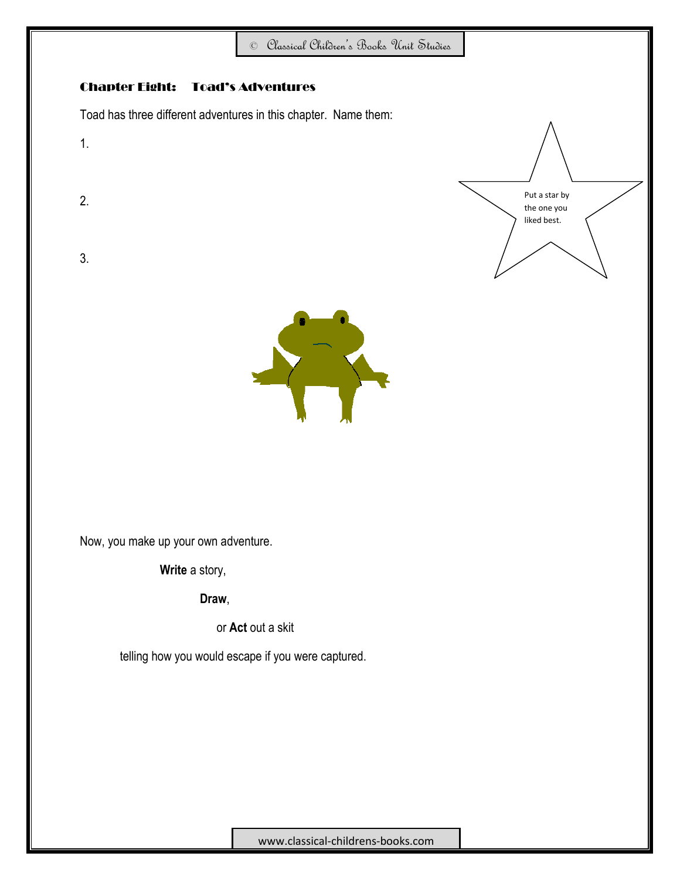## Chapter Eight: Toad's Adventures

Toad has three different adventures in this chapter. Name them:

1.

2.

3.

Put a star by the one you liked best.

Now, you make up your own adventure.

**Write** a story,

**Draw**,

or **Act** out a skit

telling how you would escape if you were captured.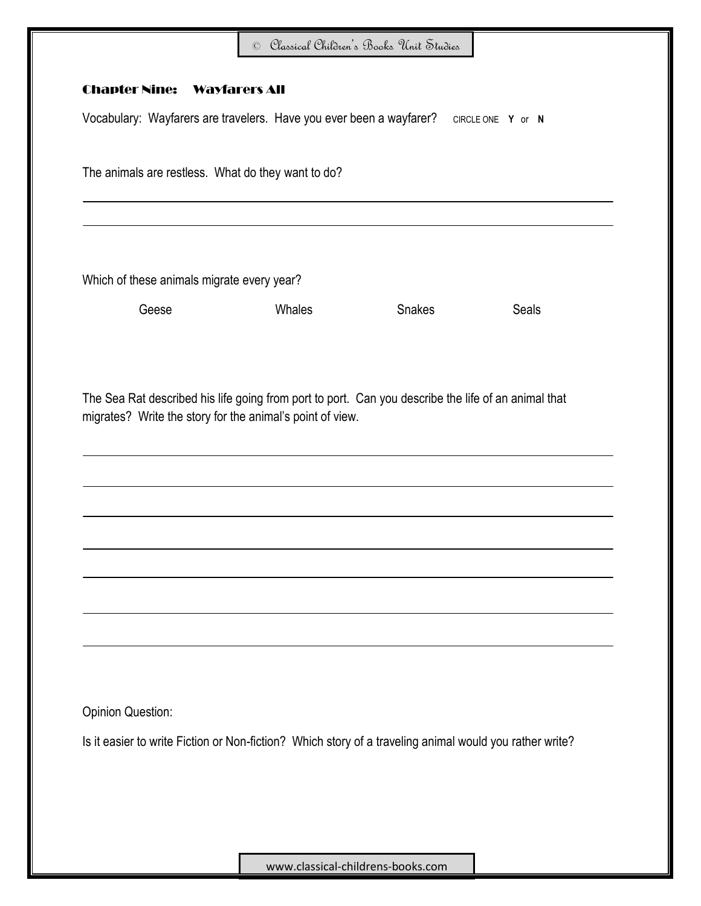## Chapter Nine: Wayfarers All

Vocabulary: Wayfarers are travelers. Have you ever been a wayfarer? CIRCLE ONE **Y** or **N**

The animals are restless. What do they want to do?

Which of these animals migrate every year?

Geese Whales Snakes Seals

The Sea Rat described his life going from port to port. Can you describe the life of an animal that migrates? Write the story for the animal's point of view.

Opinion Question:

Is it easier to write Fiction or Non-fiction? Which story of a traveling animal would you rather write?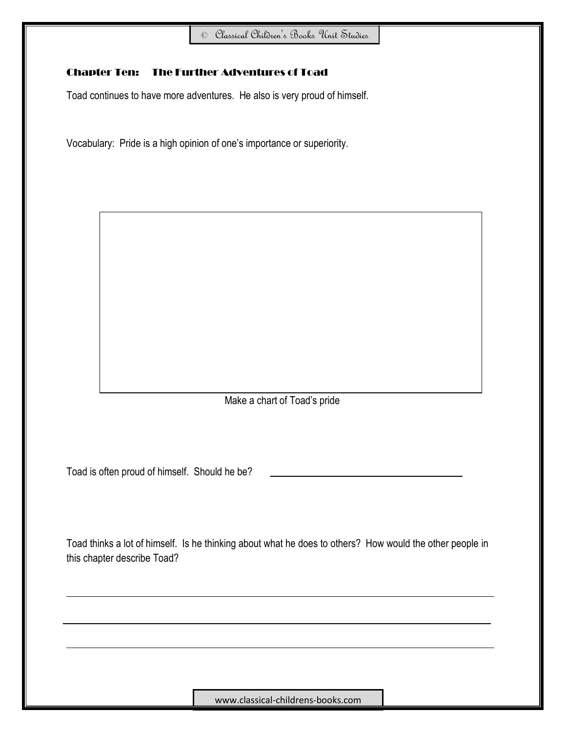## Chapter Ten: The Further Adventures of Toad

Toad continues to have more adventures. He also is very proud of himself.

Vocabulary: Pride is a high opinion of one's importance or superiority.

Make a chart of Toad's pride

Toad is often proud of himself. Should he be? ____________________

Toad thinks a lot of himself. Is he thinking about what he does to others? How would the other people in this chapter describe Toad?

______________________________________________

______________________________________________

______________________________________________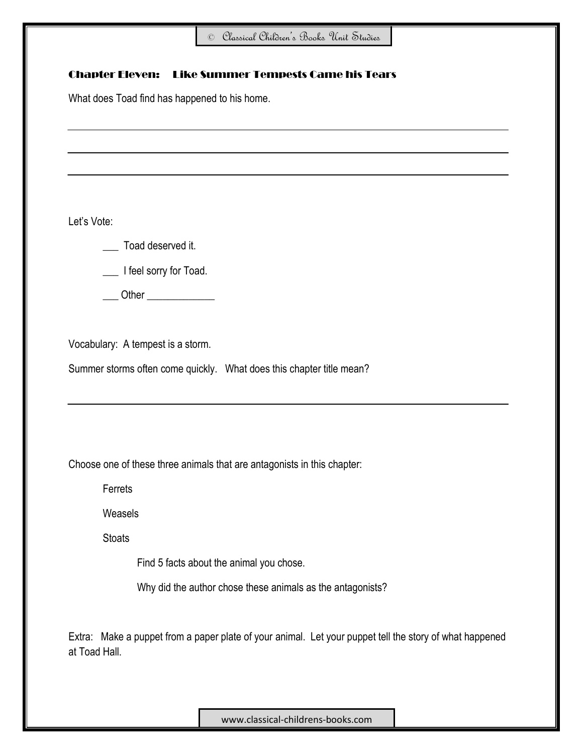## Chapter Eleven: Like Summer Tempests Came his Tears

What does Toad find has happened to his home.

Let's Vote:

___ Toad deserved it.

___ I feel sorry for Toad.

___ Other _____________

Vocabulary: A tempest is a storm.

Summer storms often come quickly. What does this chapter title mean?

Choose one of these three animals that are antagonists in this chapter:

Ferrets

Weasels

Stoats

Find 5 facts about the animal you chose.

Why did the author chose these animals as the antagonists?

Extra: Make a puppet from a paper plate of your animal. Let your puppet tell the story of what happened at Toad Hall.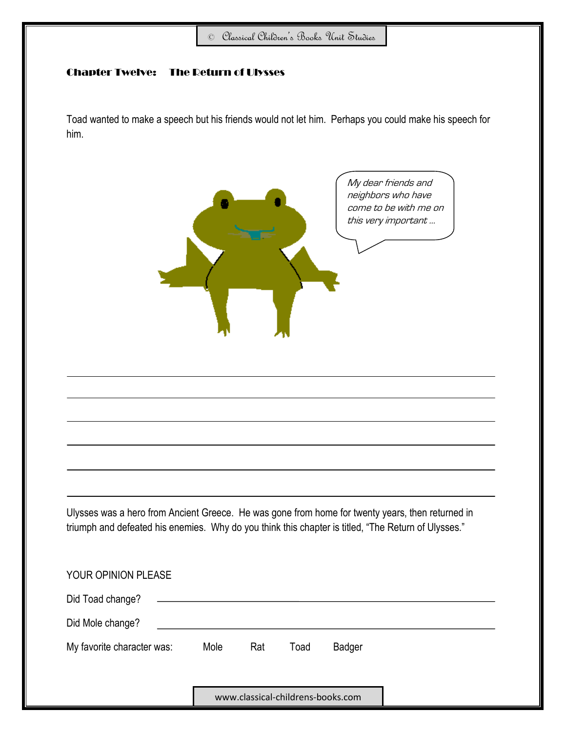## Chapter Twelve: The Return of Ulysses

Toad wanted to make a speech but his friends would not let him. Perhaps you could make his speech for him.

*My dear friends and neighbors who have come to be with me on this very important …*

Ulysses was a hero from Ancient Greece. He was gone from home for twenty years, then returned in triumph and defeated his enemies. Why do you think this chapter is titled, "The Return of Ulysses."

YOUR OPINION PLEASE

Did Toad change? \_\_\_\_\_\_\_\_\_\_\_\_\_\_\_\_\_\_\_\_\_\_\_\_\_\_\_\_\_\_

Did Mole change? \_\_\_\_\_\_\_\_\_\_\_\_\_\_\_\_\_\_\_\_\_\_\_\_\_\_\_\_\_\_

My favorite character was: Mole Rat Toad Badger